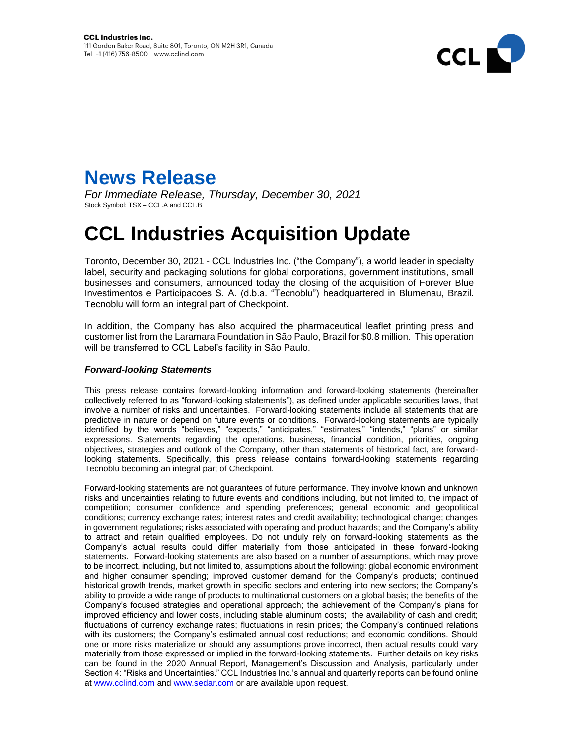**CCL Industries Inc.**
111 Gordon Baker Road, Suite 801, Toronto, ON M2H 3R1, Canada
Tel +1 (416) 756-8500 www.cclind.com

# News Release

*For Immediate Release, Thursday, December 30, 2021*
Stock Symbol: TSX – CCL.A and CCL.B

# CCL Industries Acquisition Update

Toronto, December 30, 2021 - CCL Industries Inc. ("the Company"), a world leader in specialty label, security and packaging solutions for global corporations, government institutions, small businesses and consumers, announced today the closing of the acquisition of Forever Blue Investimentos e Participacoes S. A. (d.b.a. "Tecnoblu") headquartered in Blumenau, Brazil. Tecnoblu will form an integral part of Checkpoint.

In addition, the Company has also acquired the pharmaceutical leaflet printing press and customer list from the Laramara Foundation in São Paulo, Brazil for $0.8 million. This operation will be transferred to CCL Label's facility in São Paulo.

### *Forward-looking Statements*

This press release contains forward-looking information and forward-looking statements (hereinafter collectively referred to as "forward-looking statements"), as defined under applicable securities laws, that involve a number of risks and uncertainties. Forward-looking statements include all statements that are predictive in nature or depend on future events or conditions. Forward-looking statements are typically identified by the words "believes," "expects," "anticipates," "estimates," "intends," "plans" or similar expressions. Statements regarding the operations, business, financial condition, priorities, ongoing objectives, strategies and outlook of the Company, other than statements of historical fact, are forward-looking statements. Specifically, this press release contains forward-looking statements regarding Tecnoblu becoming an integral part of Checkpoint.

Forward-looking statements are not guarantees of future performance. They involve known and unknown risks and uncertainties relating to future events and conditions including, but not limited to, the impact of competition; consumer confidence and spending preferences; general economic and geopolitical conditions; currency exchange rates; interest rates and credit availability; technological change; changes in government regulations; risks associated with operating and product hazards; and the Company's ability to attract and retain qualified employees. Do not unduly rely on forward-looking statements as the Company's actual results could differ materially from those anticipated in these forward-looking statements. Forward-looking statements are also based on a number of assumptions, which may prove to be incorrect, including, but not limited to, assumptions about the following: global economic environment and higher consumer spending; improved customer demand for the Company's products; continued historical growth trends, market growth in specific sectors and entering into new sectors; the Company's ability to provide a wide range of products to multinational customers on a global basis; the benefits of the Company's focused strategies and operational approach; the achievement of the Company's plans for improved efficiency and lower costs, including stable aluminum costs; the availability of cash and credit; fluctuations of currency exchange rates; fluctuations in resin prices; the Company's continued relations with its customers; the Company's estimated annual cost reductions; and economic conditions. Should one or more risks materialize or should any assumptions prove incorrect, then actual results could vary materially from those expressed or implied in the forward-looking statements. Further details on key risks can be found in the 2020 Annual Report, Management's Discussion and Analysis, particularly under Section 4: "Risks and Uncertainties." CCL Industries Inc.'s annual and quarterly reports can be found online at www.cclind.com and www.sedar.com or are available upon request.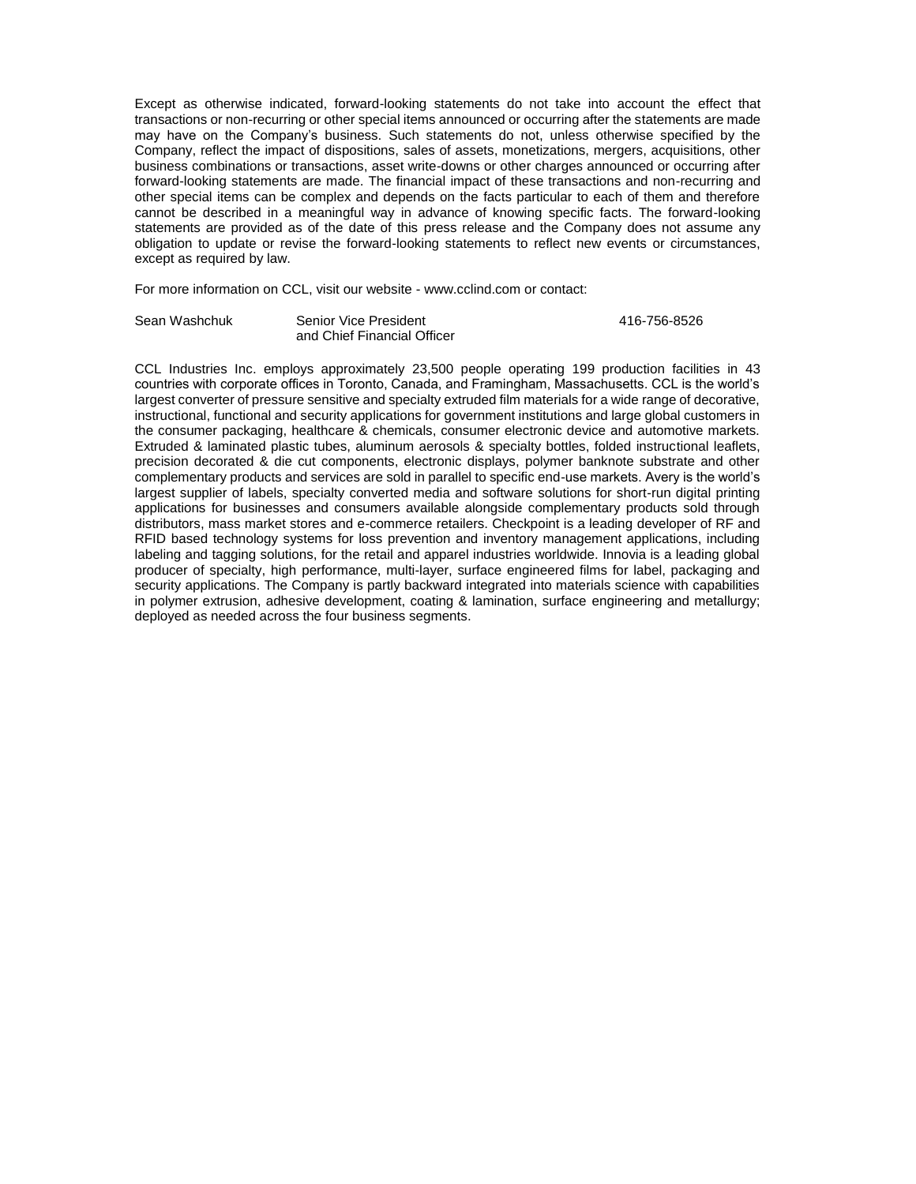Except as otherwise indicated, forward-looking statements do not take into account the effect that transactions or non-recurring or other special items announced or occurring after the statements are made may have on the Company's business. Such statements do not, unless otherwise specified by the Company, reflect the impact of dispositions, sales of assets, monetizations, mergers, acquisitions, other business combinations or transactions, asset write-downs or other charges announced or occurring after forward-looking statements are made. The financial impact of these transactions and non-recurring and other special items can be complex and depends on the facts particular to each of them and therefore cannot be described in a meaningful way in advance of knowing specific facts. The forward-looking statements are provided as of the date of this press release and the Company does not assume any obligation to update or revise the forward-looking statements to reflect new events or circumstances, except as required by law.

For more information on CCL, visit our website - www.cclind.com or contact:

| | | |
|---|---|---|
| Sean Washchuk | Senior Vice President and Chief Financial Officer | 416-756-8526 |

CCL Industries Inc. employs approximately 23,500 people operating 199 production facilities in 43 countries with corporate offices in Toronto, Canada, and Framingham, Massachusetts. CCL is the world's largest converter of pressure sensitive and specialty extruded film materials for a wide range of decorative, instructional, functional and security applications for government institutions and large global customers in the consumer packaging, healthcare & chemicals, consumer electronic device and automotive markets. Extruded & laminated plastic tubes, aluminum aerosols & specialty bottles, folded instructional leaflets, precision decorated & die cut components, electronic displays, polymer banknote substrate and other complementary products and services are sold in parallel to specific end-use markets. Avery is the world's largest supplier of labels, specialty converted media and software solutions for short-run digital printing applications for businesses and consumers available alongside complementary products sold through distributors, mass market stores and e-commerce retailers. Checkpoint is a leading developer of RF and RFID based technology systems for loss prevention and inventory management applications, including labeling and tagging solutions, for the retail and apparel industries worldwide. Innovia is a leading global producer of specialty, high performance, multi-layer, surface engineered films for label, packaging and security applications. The Company is partly backward integrated into materials science with capabilities in polymer extrusion, adhesive development, coating & lamination, surface engineering and metallurgy; deployed as needed across the four business segments.